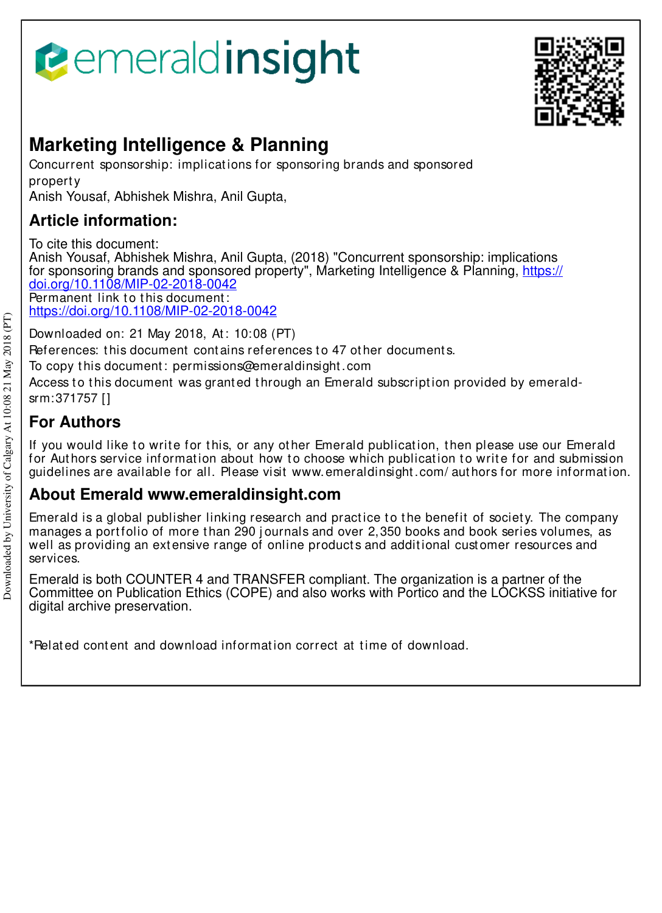# Marketing Intelligence & Planning

Concurrent sponsorship: implications for sponsoring brands and sponsored property

Anish Yousaf, Abhishek Mishra, Anil Gupta,

## Article information:

To cite this document:
Anish Yousaf, Abhishek Mishra, Anil Gupta, (2018) "Concurrent sponsorship: implications for sponsoring brands and sponsored property", Marketing Intelligence & Planning, https://doi.org/10.1108/MIP-02-2018-0042

Permanent link to this document:
https://doi.org/10.1108/MIP-02-2018-0042

Downloaded on: 21 May 2018, At: 10:08 (PT)

References: this document contains references to 47 other documents.

To copy this document: permissions@emeraldinsight.com

Access to this document was granted through an Emerald subscription provided by emerald-srm:371757 []

## For Authors

If you would like to write for this, or any other Emerald publication, then please use our Emerald for Authors service information about how to choose which publication to write for and submission guidelines are available for all. Please visit www.emeraldinsight.com/authors for more information.

## About Emerald www.emeraldinsight.com

Emerald is a global publisher linking research and practice to the benefit of society. The company manages a portfolio of more than 290 journals and over 2,350 books and book series volumes, as well as providing an extensive range of online products and additional customer resources and services.

Emerald is both COUNTER 4 and TRANSFER compliant. The organization is a partner of the Committee on Publication Ethics (COPE) and also works with Portico and the LOCKSS initiative for digital archive preservation.

*Related content and download information correct at time of download.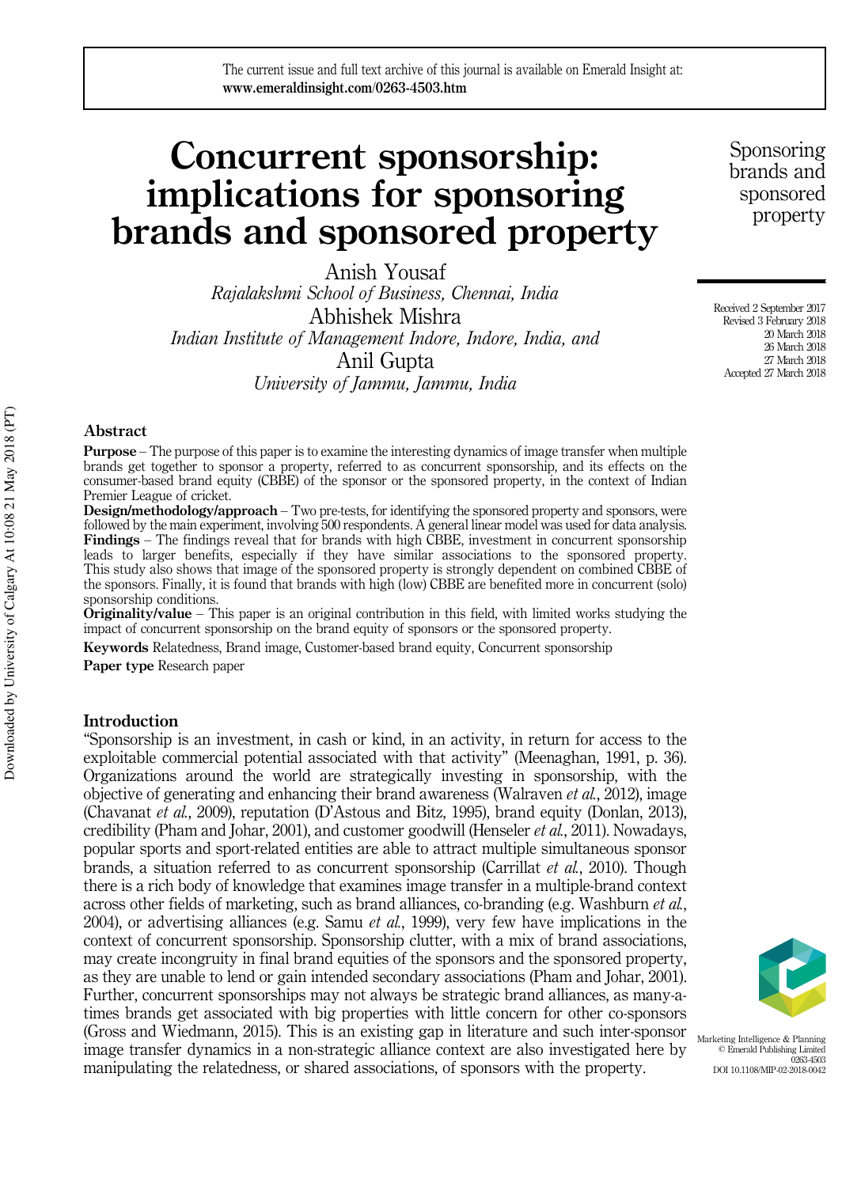# Concurrent sponsorship: implications for sponsoring brands and sponsored property

Anish Yousaf
*Rajalakshmi School of Business, Chennai, India*

Abhishek Mishra
*Indian Institute of Management Indore, Indore, India, and*

Anil Gupta
*University of Jammu, Jammu, India*

Received 2 September 2017
Revised 3 February 2018
20 March 2018
26 March 2018
27 March 2018
Accepted 27 March 2018

## Abstract

**Purpose** – The purpose of this paper is to examine the interesting dynamics of image transfer when multiple brands get together to sponsor a property, referred to as concurrent sponsorship, and its effects on the consumer-based brand equity (CBBE) of the sponsor or the sponsored property, in the context of Indian Premier League of cricket.

**Design/methodology/approach** – Two pre-tests, for identifying the sponsored property and sponsors, were followed by the main experiment, involving 500 respondents. A general linear model was used for data analysis.

**Findings** – The findings reveal that for brands with high CBBE, investment in concurrent sponsorship leads to larger benefits, especially if they have similar associations to the sponsored property. This study also shows that image of the sponsored property is strongly dependent on combined CBBE of the sponsors. Finally, it is found that brands with high (low) CBBE are benefited more in concurrent (solo) sponsorship conditions.

**Originality/value** – This paper is an original contribution in this field, with limited works studying the impact of concurrent sponsorship on the brand equity of sponsors or the sponsored property.

**Keywords** Relatedness, Brand image, Customer-based brand equity, Concurrent sponsorship

**Paper type** Research paper

## Introduction

"Sponsorship is an investment, in cash or kind, in an activity, in return for access to the exploitable commercial potential associated with that activity" (Meenaghan, 1991, p. 36). Organizations around the world are strategically investing in sponsorship, with the objective of generating and enhancing their brand awareness (Walraven *et al.*, 2012), image (Chavanat *et al.*, 2009), reputation (D'Astous and Bitz, 1995), brand equity (Donlan, 2013), credibility (Pham and Johar, 2001), and customer goodwill (Henseler *et al.*, 2011). Nowadays, popular sports and sport-related entities are able to attract multiple simultaneous sponsor brands, a situation referred to as concurrent sponsorship (Carrillat *et al.*, 2010). Though there is a rich body of knowledge that examines image transfer in a multiple-brand context across other fields of marketing, such as brand alliances, co-branding (e.g. Washburn *et al.*, 2004), or advertising alliances (e.g. Samu *et al.*, 1999), very few have implications in the context of concurrent sponsorship. Sponsorship clutter, with a mix of brand associations, may create incongruity in final brand equities of the sponsors and the sponsored property, as they are unable to lend or gain intended secondary associations (Pham and Johar, 2001). Further, concurrent sponsorships may not always be strategic brand alliances, as many-a-times brands get associated with big properties with little concern for other co-sponsors (Gross and Wiedmann, 2015). This is an existing gap in literature and such inter-sponsor image transfer dynamics in a non-strategic alliance context are also investigated here by manipulating the relatedness, or shared associations, of sponsors with the property.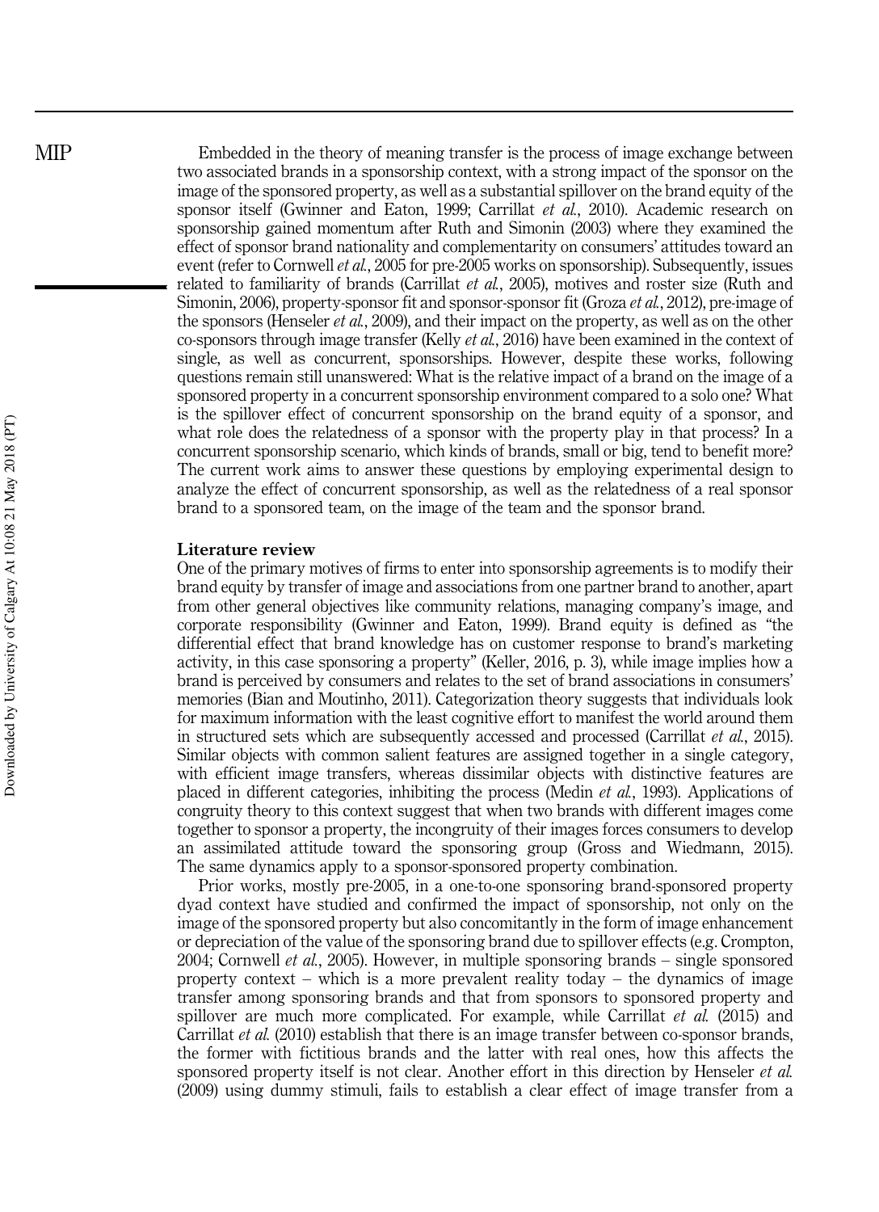Embedded in the theory of meaning transfer is the process of image exchange between two associated brands in a sponsorship context, with a strong impact of the sponsor on the image of the sponsored property, as well as a substantial spillover on the brand equity of the sponsor itself (Gwinner and Eaton, 1999; Carrillat *et al.*, 2010). Academic research on sponsorship gained momentum after Ruth and Simonin (2003) where they examined the effect of sponsor brand nationality and complementarity on consumers' attitudes toward an event (refer to Cornwell *et al.*, 2005 for pre-2005 works on sponsorship). Subsequently, issues related to familiarity of brands (Carrillat *et al.*, 2005), motives and roster size (Ruth and Simonin, 2006), property-sponsor fit and sponsor-sponsor fit (Groza *et al.*, 2012), pre-image of the sponsors (Henseler *et al.*, 2009), and their impact on the property, as well as on the other co-sponsors through image transfer (Kelly *et al.*, 2016) have been examined in the context of single, as well as concurrent, sponsorships. However, despite these works, following questions remain still unanswered: What is the relative impact of a brand on the image of a sponsored property in a concurrent sponsorship environment compared to a solo one? What is the spillover effect of concurrent sponsorship on the brand equity of a sponsor, and what role does the relatedness of a sponsor with the property play in that process? In a concurrent sponsorship scenario, which kinds of brands, small or big, tend to benefit more? The current work aims to answer these questions by employing experimental design to analyze the effect of concurrent sponsorship, as well as the relatedness of a real sponsor brand to a sponsored team, on the image of the team and the sponsor brand.

## Literature review

One of the primary motives of firms to enter into sponsorship agreements is to modify their brand equity by transfer of image and associations from one partner brand to another, apart from other general objectives like community relations, managing company's image, and corporate responsibility (Gwinner and Eaton, 1999). Brand equity is defined as "the differential effect that brand knowledge has on customer response to brand's marketing activity, in this case sponsoring a property" (Keller, 2016, p. 3), while image implies how a brand is perceived by consumers and relates to the set of brand associations in consumers' memories (Bian and Moutinho, 2011). Categorization theory suggests that individuals look for maximum information with the least cognitive effort to manifest the world around them in structured sets which are subsequently accessed and processed (Carrillat *et al.*, 2015). Similar objects with common salient features are assigned together in a single category, with efficient image transfers, whereas dissimilar objects with distinctive features are placed in different categories, inhibiting the process (Medin *et al.*, 1993). Applications of congruity theory to this context suggest that when two brands with different images come together to sponsor a property, the incongruity of their images forces consumers to develop an assimilated attitude toward the sponsoring group (Gross and Wiedmann, 2015). The same dynamics apply to a sponsor-sponsored property combination.

Prior works, mostly pre-2005, in a one-to-one sponsoring brand-sponsored property dyad context have studied and confirmed the impact of sponsorship, not only on the image of the sponsored property but also concomitantly in the form of image enhancement or depreciation of the value of the sponsoring brand due to spillover effects (e.g. Crompton, 2004; Cornwell *et al.*, 2005). However, in multiple sponsoring brands – single sponsored property context – which is a more prevalent reality today – the dynamics of image transfer among sponsoring brands and that from sponsors to sponsored property and spillover are much more complicated. For example, while Carrillat *et al.* (2015) and Carrillat *et al.* (2010) establish that there is an image transfer between co-sponsor brands, the former with fictitious brands and the latter with real ones, how this affects the sponsored property itself is not clear. Another effort in this direction by Henseler *et al.* (2009) using dummy stimuli, fails to establish a clear effect of image transfer from a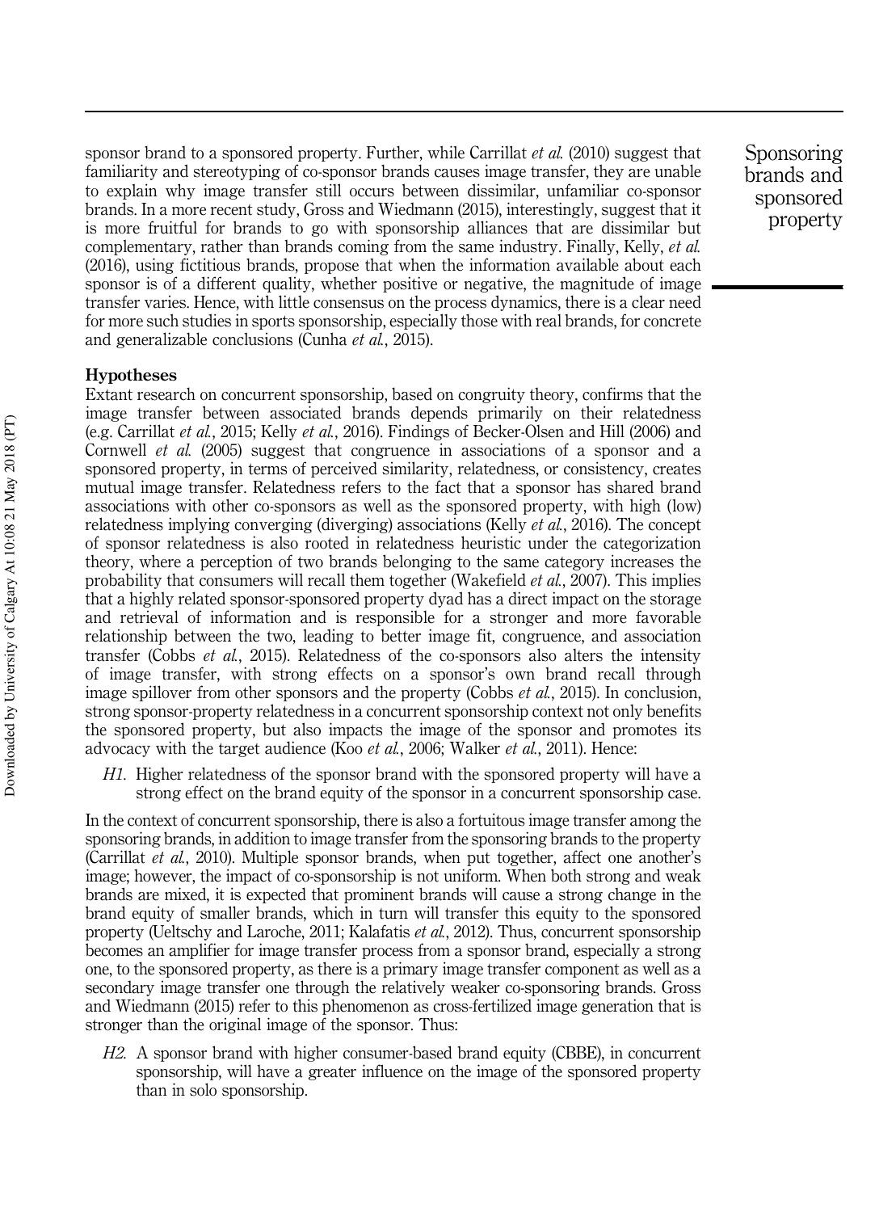sponsor brand to a sponsored property. Further, while Carrillat *et al.* (2010) suggest that familiarity and stereotyping of co-sponsor brands causes image transfer, they are unable to explain why image transfer still occurs between dissimilar, unfamiliar co-sponsor brands. In a more recent study, Gross and Wiedmann (2015), interestingly, suggest that it is more fruitful for brands to go with sponsorship alliances that are dissimilar but complementary, rather than brands coming from the same industry. Finally, Kelly, *et al.* (2016), using fictitious brands, propose that when the information available about each sponsor is of a different quality, whether positive or negative, the magnitude of image transfer varies. Hence, with little consensus on the process dynamics, there is a clear need for more such studies in sports sponsorship, especially those with real brands, for concrete and generalizable conclusions (Cunha *et al.*, 2015).

## Hypotheses

Extant research on concurrent sponsorship, based on congruity theory, confirms that the image transfer between associated brands depends primarily on their relatedness (e.g. Carrillat *et al.*, 2015; Kelly *et al.*, 2016). Findings of Becker-Olsen and Hill (2006) and Cornwell *et al.* (2005) suggest that congruence in associations of a sponsor and a sponsored property, in terms of perceived similarity, relatedness, or consistency, creates mutual image transfer. Relatedness refers to the fact that a sponsor has shared brand associations with other co-sponsors as well as the sponsored property, with high (low) relatedness implying converging (diverging) associations (Kelly *et al.*, 2016). The concept of sponsor relatedness is also rooted in relatedness heuristic under the categorization theory, where a perception of two brands belonging to the same category increases the probability that consumers will recall them together (Wakefield *et al.*, 2007). This implies that a highly related sponsor-sponsored property dyad has a direct impact on the storage and retrieval of information and is responsible for a stronger and more favorable relationship between the two, leading to better image fit, congruence, and association transfer (Cobbs *et al.*, 2015). Relatedness of the co-sponsors also alters the intensity of image transfer, with strong effects on a sponsor's own brand recall through image spillover from other sponsors and the property (Cobbs *et al.*, 2015). In conclusion, strong sponsor-property relatedness in a concurrent sponsorship context not only benefits the sponsored property, but also impacts the image of the sponsor and promotes its advocacy with the target audience (Koo *et al.*, 2006; Walker *et al.*, 2011). Hence:

*H1.* Higher relatedness of the sponsor brand with the sponsored property will have a strong effect on the brand equity of the sponsor in a concurrent sponsorship case.

In the context of concurrent sponsorship, there is also a fortuitous image transfer among the sponsoring brands, in addition to image transfer from the sponsoring brands to the property (Carrillat *et al.*, 2010). Multiple sponsor brands, when put together, affect one another's image; however, the impact of co-sponsorship is not uniform. When both strong and weak brands are mixed, it is expected that prominent brands will cause a strong change in the brand equity of smaller brands, which in turn will transfer this equity to the sponsored property (Ueltschy and Laroche, 2011; Kalafatis *et al.*, 2012). Thus, concurrent sponsorship becomes an amplifier for image transfer process from a sponsor brand, especially a strong one, to the sponsored property, as there is a primary image transfer component as well as a secondary image transfer one through the relatively weaker co-sponsoring brands. Gross and Wiedmann (2015) refer to this phenomenon as cross-fertilized image generation that is stronger than the original image of the sponsor. Thus:

*H2.* A sponsor brand with higher consumer-based brand equity (CBBE), in concurrent sponsorship, will have a greater influence on the image of the sponsored property than in solo sponsorship.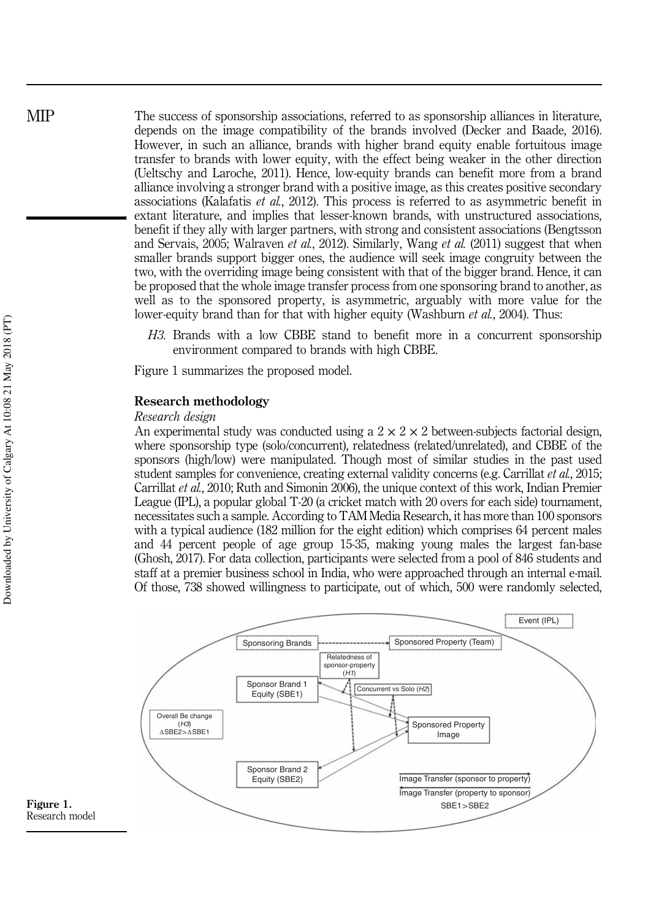The success of sponsorship associations, referred to as sponsorship alliances in literature, depends on the image compatibility of the brands involved (Decker and Baade, 2016). However, in such an alliance, brands with higher brand equity enable fortuitous image transfer to brands with lower equity, with the effect being weaker in the other direction (Ueltschy and Laroche, 2011). Hence, low-equity brands can benefit more from a brand alliance involving a stronger brand with a positive image, as this creates positive secondary associations (Kalafatis *et al.*, 2012). This process is referred to as asymmetric benefit in extant literature, and implies that lesser-known brands, with unstructured associations, benefit if they ally with larger partners, with strong and consistent associations (Bengtsson and Servais, 2005; Walraven *et al.*, 2012). Similarly, Wang *et al.* (2011) suggest that when smaller brands support bigger ones, the audience will seek image congruity between the two, with the overriding image being consistent with that of the bigger brand. Hence, it can be proposed that the whole image transfer process from one sponsoring brand to another, as well as to the sponsored property, is asymmetric, arguably with more value for the lower-equity brand than for that with higher equity (Washburn *et al.*, 2004). Thus:

> *H3*. Brands with a low CBBE stand to benefit more in a concurrent sponsorship environment compared to brands with high CBBE.

Figure 1 summarizes the proposed model.

## Research methodology

### *Research design*

An experimental study was conducted using a $2 \times 2 \times 2$ between-subjects factorial design, where sponsorship type (solo/concurrent), relatedness (related/unrelated), and CBBE of the sponsors (high/low) were manipulated. Though most of similar studies in the past used student samples for convenience, creating external validity concerns (e.g. Carrillat *et al.*, 2015; Carrillat *et al.*, 2010; Ruth and Simonin 2006), the unique context of this work, Indian Premier League (IPL), a popular global T-20 (a cricket match with 20 overs for each side) tournament, necessitates such a sample. According to TAM Media Research, it has more than 100 sponsors with a typical audience (182 million for the eight edition) which comprises 64 percent males and 44 percent people of age group 15-35, making young males the largest fan-base (Ghosh, 2017). For data collection, participants were selected from a pool of 846 students and staff at a premier business school in India, who were approached through an internal e-mail. Of those, 738 showed willingness to participate, out of which, 500 were randomly selected,

Event (IPL)

Sponsoring Brands → Sponsored Property (Team)

Relatedness of sponsor-property (*H1*)

Concurrent vs Solo (*H2*)

Sponsor Brand 1 Equity (SBE1)

Sponsor Brand 2 Equity (SBE2)

Sponsored Property Image

Overall Be change (*H3*) $\Delta$SBE2>$\Delta$SBE1

Image Transfer (sponsor to property)

Image Transfer (property to sponsor)

SBE1>SBE2

**Figure 1.** Research model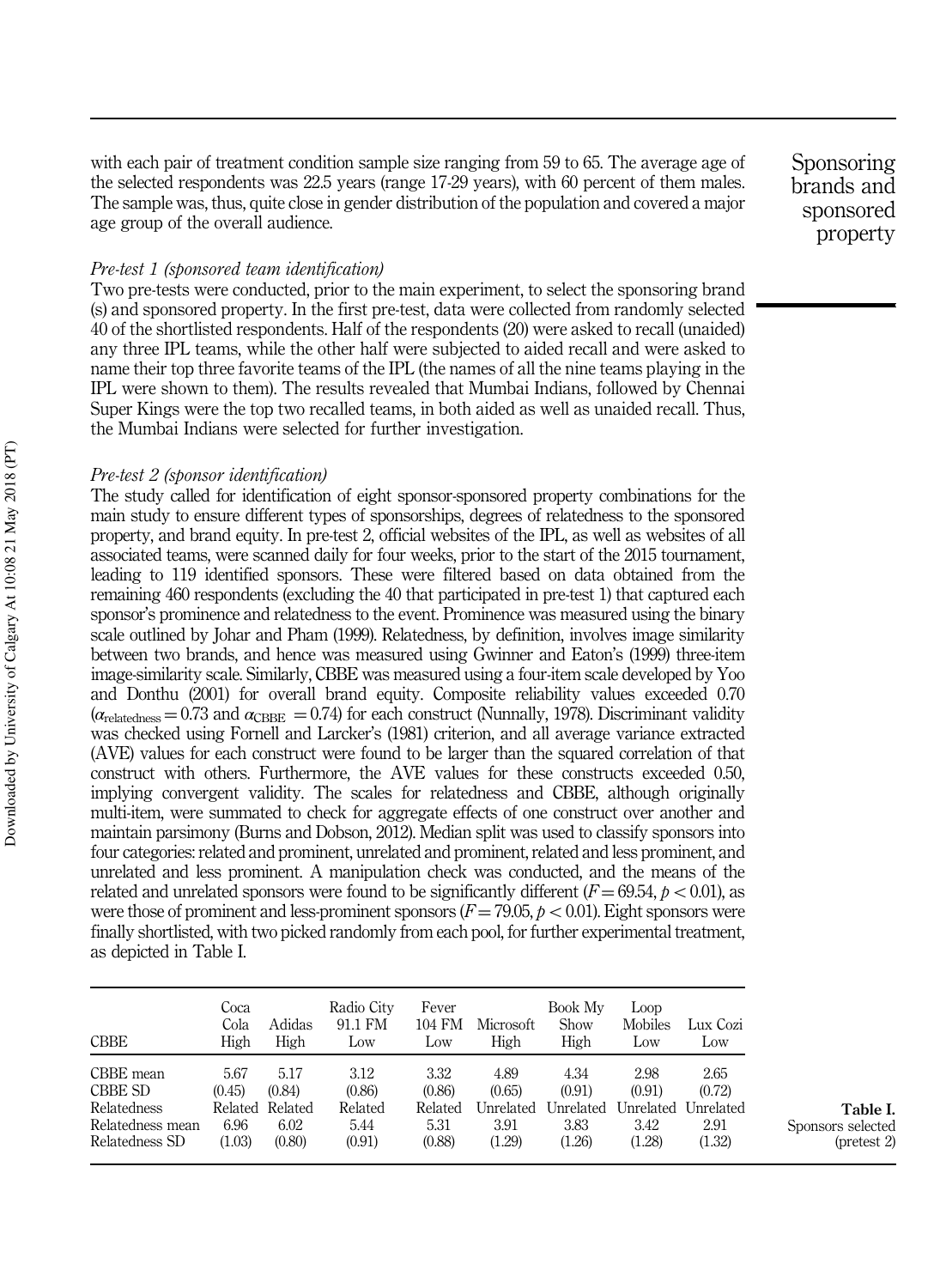with each pair of treatment condition sample size ranging from 59 to 65. The average age of the selected respondents was 22.5 years (range 17-29 years), with 60 percent of them males. The sample was, thus, quite close in gender distribution of the population and covered a major age group of the overall audience.

*Pre-test 1 (sponsored team identification)*

Two pre-tests were conducted, prior to the main experiment, to select the sponsoring brand (s) and sponsored property. In the first pre-test, data were collected from randomly selected 40 of the shortlisted respondents. Half of the respondents (20) were asked to recall (unaided) any three IPL teams, while the other half were subjected to aided recall and were asked to name their top three favorite teams of the IPL (the names of all the nine teams playing in the IPL were shown to them). The results revealed that Mumbai Indians, followed by Chennai Super Kings were the top two recalled teams, in both aided as well as unaided recall. Thus, the Mumbai Indians were selected for further investigation.

*Pre-test 2 (sponsor identification)*

The study called for identification of eight sponsor-sponsored property combinations for the main study to ensure different types of sponsorships, degrees of relatedness to the sponsored property, and brand equity. In pre-test 2, official websites of the IPL, as well as websites of all associated teams, were scanned daily for four weeks, prior to the start of the 2015 tournament, leading to 119 identified sponsors. These were filtered based on data obtained from the remaining 460 respondents (excluding the 40 that participated in pre-test 1) that captured each sponsor's prominence and relatedness to the event. Prominence was measured using the binary scale outlined by Johar and Pham (1999). Relatedness, by definition, involves image similarity between two brands, and hence was measured using Gwinner and Eaton's (1999) three-item image-similarity scale. Similarly, CBBE was measured using a four-item scale developed by Yoo and Donthu (2001) for overall brand equity. Composite reliability values exceeded 0.70 ($\alpha_{\text{relatedness}} = 0.73$ and $\alpha_{\text{CBBE}} = 0.74$) for each construct (Nunnally, 1978). Discriminant validity was checked using Fornell and Larcker's (1981) criterion, and all average variance extracted (AVE) values for each construct were found to be larger than the squared correlation of that construct with others. Furthermore, the AVE values for these constructs exceeded 0.50, implying convergent validity. The scales for relatedness and CBBE, although originally multi-item, were summated to check for aggregate effects of one construct over another and maintain parsimony (Burns and Dobson, 2012). Median split was used to classify sponsors into four categories: related and prominent, unrelated and prominent, related and less prominent, and unrelated and less prominent. A manipulation check was conducted, and the means of the related and unrelated sponsors were found to be significantly different ($F = 69.54$, $p < 0.01$), as were those of prominent and less-prominent sponsors ($F = 79.05$, $p < 0.01$). Eight sponsors were finally shortlisted, with two picked randomly from each pool, for further experimental treatment, as depicted in Table I.

| CBBE | Coca Cola High | Adidas High | Radio City 91.1 FM Low | Fever 104 FM Low | Microsoft High | Book My Show High | Loop Mobiles Low | Lux Cozi Low |
|---|---|---|---|---|---|---|---|---|
| CBBE mean | 5.67 | 5.17 | 3.12 | 3.32 | 4.89 | 4.34 | 2.98 | 2.65 |
| CBBE SD | (0.45) | (0.84) | (0.86) | (0.86) | (0.65) | (0.91) | (0.91) | (0.72) |
| Relatedness | Related | Related | Related | Related | Unrelated | Unrelated | Unrelated | Unrelated |
| Relatedness mean | 6.96 | 6.02 | 5.44 | 5.31 | 3.91 | 3.83 | 3.42 | 2.91 |
| Relatedness SD | (1.03) | (0.80) | (0.91) | (0.88) | (1.29) | (1.26) | (1.28) | (1.32) |

**Table I.** Sponsors selected (pretest 2)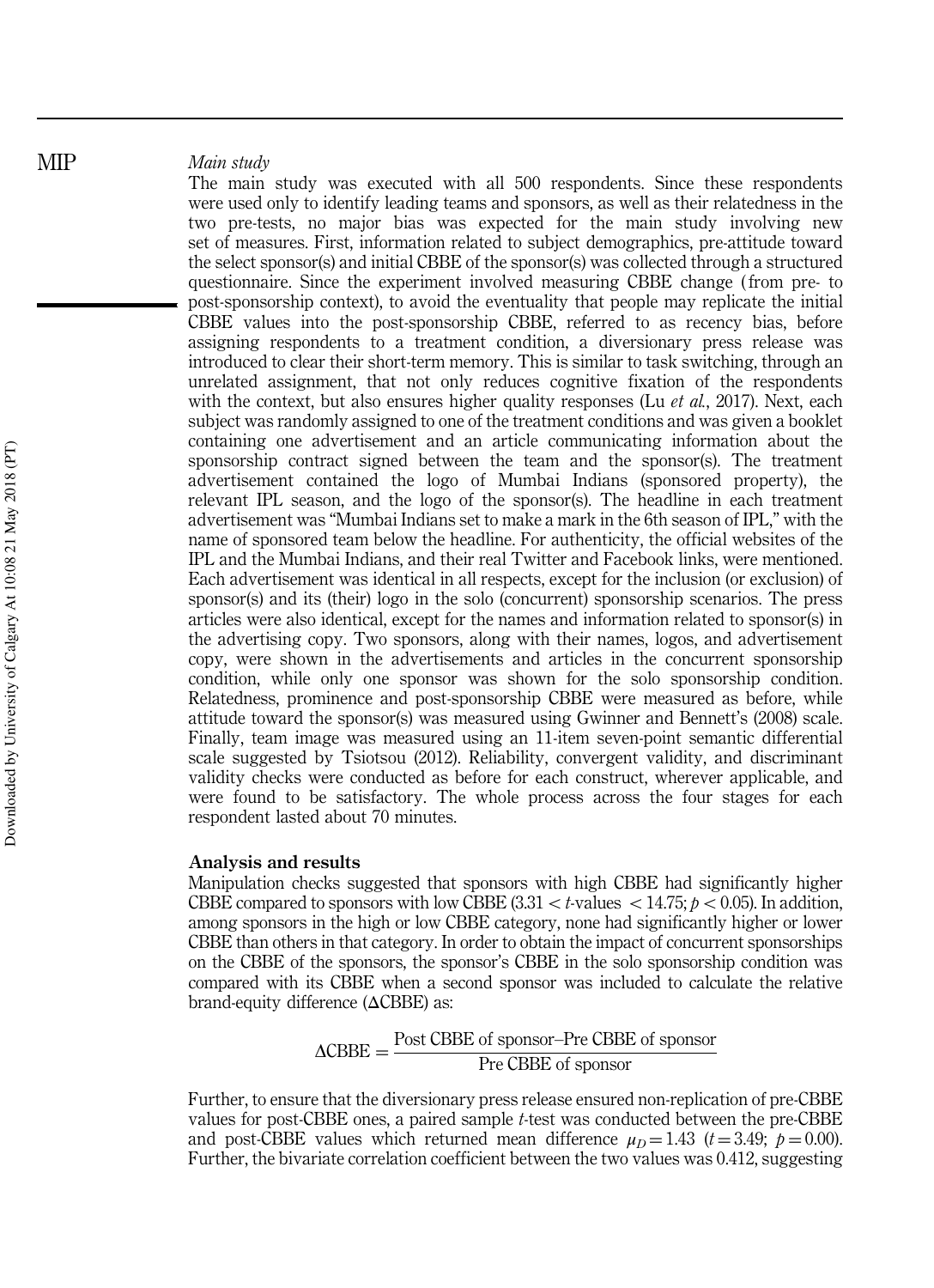*Main study*

The main study was executed with all 500 respondents. Since these respondents were used only to identify leading teams and sponsors, as well as their relatedness in the two pre-tests, no major bias was expected for the main study involving new set of measures. First, information related to subject demographics, pre-attitude toward the select sponsor(s) and initial CBBE of the sponsor(s) was collected through a structured questionnaire. Since the experiment involved measuring CBBE change (from pre- to post-sponsorship context), to avoid the eventuality that people may replicate the initial CBBE values into the post-sponsorship CBBE, referred to as recency bias, before assigning respondents to a treatment condition, a diversionary press release was introduced to clear their short-term memory. This is similar to task switching, through an unrelated assignment, that not only reduces cognitive fixation of the respondents with the context, but also ensures higher quality responses (Lu *et al.*, 2017). Next, each subject was randomly assigned to one of the treatment conditions and was given a booklet containing one advertisement and an article communicating information about the sponsorship contract signed between the team and the sponsor(s). The treatment advertisement contained the logo of Mumbai Indians (sponsored property), the relevant IPL season, and the logo of the sponsor(s). The headline in each treatment advertisement was "Mumbai Indians set to make a mark in the 6th season of IPL," with the name of sponsored team below the headline. For authenticity, the official websites of the IPL and the Mumbai Indians, and their real Twitter and Facebook links, were mentioned. Each advertisement was identical in all respects, except for the inclusion (or exclusion) of sponsor(s) and its (their) logo in the solo (concurrent) sponsorship scenarios. The press articles were also identical, except for the names and information related to sponsor(s) in the advertising copy. Two sponsors, along with their names, logos, and advertisement copy, were shown in the advertisements and articles in the concurrent sponsorship condition, while only one sponsor was shown for the solo sponsorship condition. Relatedness, prominence and post-sponsorship CBBE were measured as before, while attitude toward the sponsor(s) was measured using Gwinner and Bennett's (2008) scale. Finally, team image was measured using an 11-item seven-point semantic differential scale suggested by Tsiotsou (2012). Reliability, convergent validity, and discriminant validity checks were conducted as before for each construct, wherever applicable, and were found to be satisfactory. The whole process across the four stages for each respondent lasted about 70 minutes.

## Analysis and results

Manipulation checks suggested that sponsors with high CBBE had significantly higher CBBE compared to sponsors with low CBBE ($3.31 < t$-values $< 14.75$; $p < 0.05$). In addition, among sponsors in the high or low CBBE category, none had significantly higher or lower CBBE than others in that category. In order to obtain the impact of concurrent sponsorships on the CBBE of the sponsors, the sponsor's CBBE in the solo sponsorship condition was compared with its CBBE when a second sponsor was included to calculate the relative brand-equity difference (ΔCBBE) as:

$$\Delta \text{CBBE} = \frac{\text{Post CBBE of sponsor} - \text{Pre CBBE of sponsor}}{\text{Pre CBBE of sponsor}}$$

Further, to ensure that the diversionary press release ensured non-replication of pre-CBBE values for post-CBBE ones, a paired sample $t$-test was conducted between the pre-CBBE and post-CBBE values which returned mean difference $\mu_D = 1.43$ ($t = 3.49$; $p = 0.00$). Further, the bivariate correlation coefficient between the two values was 0.412, suggesting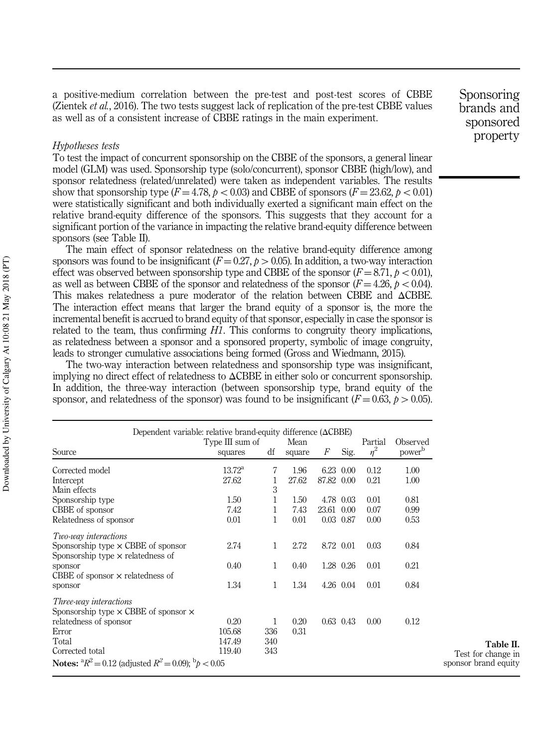a positive-medium correlation between the pre-test and post-test scores of CBBE (Zientek *et al.*, 2016). The two tests suggest lack of replication of the pre-test CBBE values as well as of a consistent increase of CBBE ratings in the main experiment.

*Hypotheses tests*

To test the impact of concurrent sponsorship on the CBBE of the sponsors, a general linear model (GLM) was used. Sponsorship type (solo/concurrent), sponsor CBBE (high/low), and sponsor relatedness (related/unrelated) were taken as independent variables. The results show that sponsorship type ($F = 4.78$, $p < 0.03$) and CBBE of sponsors ($F = 23.62$, $p < 0.01$) were statistically significant and both individually exerted a significant main effect on the relative brand-equity difference of the sponsors. This suggests that they account for a significant portion of the variance in impacting the relative brand-equity difference between sponsors (see Table II).

The main effect of sponsor relatedness on the relative brand-equity difference among sponsors was found to be insignificant ($F = 0.27$, $p > 0.05$). In addition, a two-way interaction effect was observed between sponsorship type and CBBE of the sponsor ($F = 8.71$, $p < 0.01$), as well as between CBBE of the sponsor and relatedness of the sponsor ($F = 4.26$, $p < 0.04$). This makes relatedness a pure moderator of the relation between CBBE and ΔCBBE. The interaction effect means that larger the brand equity of a sponsor is, the more the incremental benefit is accrued to brand equity of that sponsor, especially in case the sponsor is related to the team, thus confirming *H1*. This conforms to congruity theory implications, as relatedness between a sponsor and a sponsored property, symbolic of image congruity, leads to stronger cumulative associations being formed (Gross and Wiedmann, 2015).

The two-way interaction between relatedness and sponsorship type was insignificant, implying no direct effect of relatedness to ΔCBBE in either solo or concurrent sponsorship. In addition, the three-way interaction (between sponsorship type, brand equity of the sponsor, and relatedness of the sponsor) was found to be insignificant ($F = 0.63$, $p > 0.05$).

**Table II.** Test for change in sponsor brand equity

Dependent variable: relative brand-equity difference (ΔCBBE)

| Source | Type III sum of squares | df | Mean square | $F$ | Sig. | Partial $\eta^2$ | Observed power[b] |
|---|---|---|---|---|---|---|---|
| Corrected model | 13.72[a] | 7 | 1.96 | 6.23 | 0.00 | 0.12 | 1.00 |
| Intercept | 27.62 | 1 | 27.62 | 87.82 | 0.00 | 0.21 | 1.00 |
| Main effects | | 3 | | | | | |
| Sponsorship type | 1.50 | 1 | 1.50 | 4.78 | 0.03 | 0.01 | 0.81 |
| CBBE of sponsor | 7.42 | 1 | 7.43 | 23.61 | 0.00 | 0.07 | 0.99 |
| Relatedness of sponsor | 0.01 | 1 | 0.01 | 0.03 | 0.87 | 0.00 | 0.53 |
| *Two-way interactions* | | | | | | | |
| Sponsorship type × CBBE of sponsor | 2.74 | 1 | 2.72 | 8.72 | 0.01 | 0.03 | 0.84 |
| Sponsorship type × relatedness of sponsor | 0.40 | 1 | 0.40 | 1.28 | 0.26 | 0.01 | 0.21 |
| CBBE of sponsor × relatedness of sponsor | 1.34 | 1 | 1.34 | 4.26 | 0.04 | 0.01 | 0.84 |
| *Three-way interactions* | | | | | | | |
| Sponsorship type × CBBE of sponsor × relatedness of sponsor | 0.20 | 1 | 0.20 | 0.63 | 0.43 | 0.00 | 0.12 |
| Error | 105.68 | 336 | 0.31 | | | | |
| Total | 147.49 | 340 | | | | | |
| Corrected total | 119.40 | 343 | | | | | |

**Notes:** [a]$R^2 = 0.12$ (adjusted $R^2 = 0.09$); [b]$p < 0.05$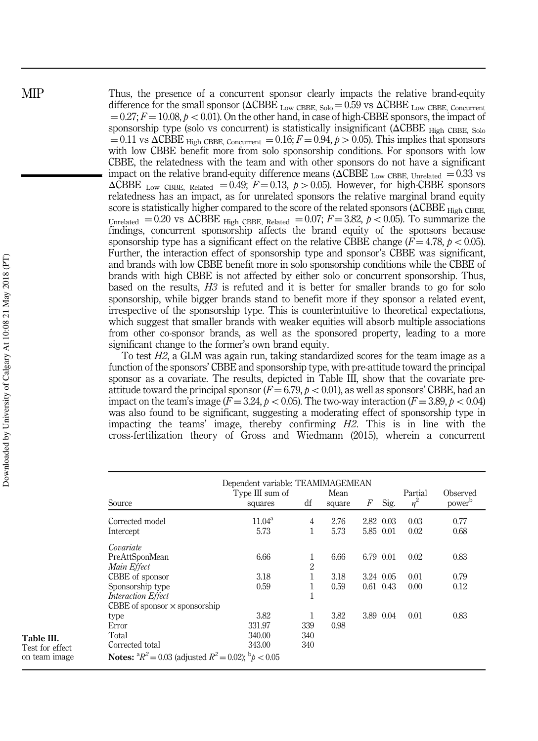Thus, the presence of a concurrent sponsor clearly impacts the relative brand-equity difference for the small sponsor ($\Delta CBBE_{\text{Low CBBE, Solo}} = 0.59$ vs $\Delta CBBE_{\text{Low CBBE, Concurrent}} = 0.27$; $F = 10.08$, $p < 0.01$). On the other hand, in case of high-CBBE sponsors, the impact of sponsorship type (solo vs concurrent) is statistically insignificant ($\Delta CBBE_{\text{High CBBE, Solo}} = 0.11$ vs $\Delta CBBE_{\text{High CBBE, Concurrent}} = 0.16$; $F = 0.94$, $p > 0.05$). This implies that sponsors with low CBBE benefit more from solo sponsorship conditions. For sponsors with low CBBE, the relatedness with the team and with other sponsors do not have a significant impact on the relative brand-equity difference means ($\Delta CBBE_{\text{Low CBBE, Unrelated}} = 0.33$ vs $\Delta CBBE_{\text{Low CBBE, Related}} = 0.49$; $F = 0.13$, $p > 0.05$). However, for high-CBBE sponsors relatedness has an impact, as for unrelated sponsors the relative marginal brand equity score is statistically higher compared to the score of the related sponsors ($\Delta CBBE_{\text{High CBBE, Unrelated}} = 0.20$ vs $\Delta CBBE_{\text{High CBBE, Related}} = 0.07$; $F = 3.82$, $p < 0.05$). To summarize the findings, concurrent sponsorship affects the brand equity of the sponsors because sponsorship type has a significant effect on the relative CBBE change ($F = 4.78$, $p < 0.05$). Further, the interaction effect of sponsorship type and sponsor's CBBE was significant, and brands with low CBBE benefit more in solo sponsorship conditions while the CBBE of brands with high CBBE is not affected by either solo or concurrent sponsorship. Thus, based on the results, *H3* is refuted and it is better for smaller brands to go for solo sponsorship, while bigger brands stand to benefit more if they sponsor a related event, irrespective of the sponsorship type. This is counterintuitive to theoretical expectations, which suggest that smaller brands with weaker equities will absorb multiple associations from other co-sponsor brands, as well as the sponsored property, leading to a more significant change to the former's own brand equity.

To test *H2*, a GLM was again run, taking standardized scores for the team image as a function of the sponsors' CBBE and sponsorship type, with pre-attitude toward the principal sponsor as a covariate. The results, depicted in Table III, show that the covariate pre-attitude toward the principal sponsor ($F = 6.79$, $p < 0.01$), as well as sponsors' CBBE, had an impact on the team's image ($F = 3.24$, $p < 0.05$). The two-way interaction ($F = 3.89$, $p < 0.04$) was also found to be significant, suggesting a moderating effect of sponsorship type in impacting the teams' image, thereby confirming *H2*. This is in line with the cross-fertilization theory of Gross and Wiedmann (2015), wherein a concurrent

**Table III.** Test for effect on team image

| Source | Type III sum of squares | df | Mean square | $F$ | Sig. | Partial $\eta^2$ | Observed power[b] |
|---|---|---|---|---|---|---|---|
| | Dependent variable: TEAMIMAGEMEAN | | | | | | |
| Corrected model | 11.04[a] | 4 | 2.76 | 2.82 | 0.03 | 0.03 | 0.77 |
| Intercept | 5.73 | 1 | 5.73 | 5.85 | 0.01 | 0.02 | 0.68 |
| *Covariate* | | | | | | | |
| PreAttSponMean | 6.66 | 1 | 6.66 | 6.79 | 0.01 | 0.02 | 0.83 |
| *Main Effect* | | 2 | | | | | |
| CBBE of sponsor | 3.18 | 1 | 3.18 | 3.24 | 0.05 | 0.01 | 0.79 |
| Sponsorship type | 0.59 | 1 | 0.59 | 0.61 | 0.43 | 0.00 | 0.12 |
| *Interaction Effect* | | 1 | | | | | |
| CBBE of sponsor × sponsorship type | 3.82 | 1 | 3.82 | 3.89 | 0.04 | 0.01 | 0.83 |
| Error | 331.97 | 339 | 0.98 | | | | |
| Total | 340.00 | 340 | | | | | |
| Corrected total | 343.00 | 340 | | | | | |

**Notes:** [a]$R^2 = 0.03$ (adjusted $R^2 = 0.02$); [b]$p < 0.05$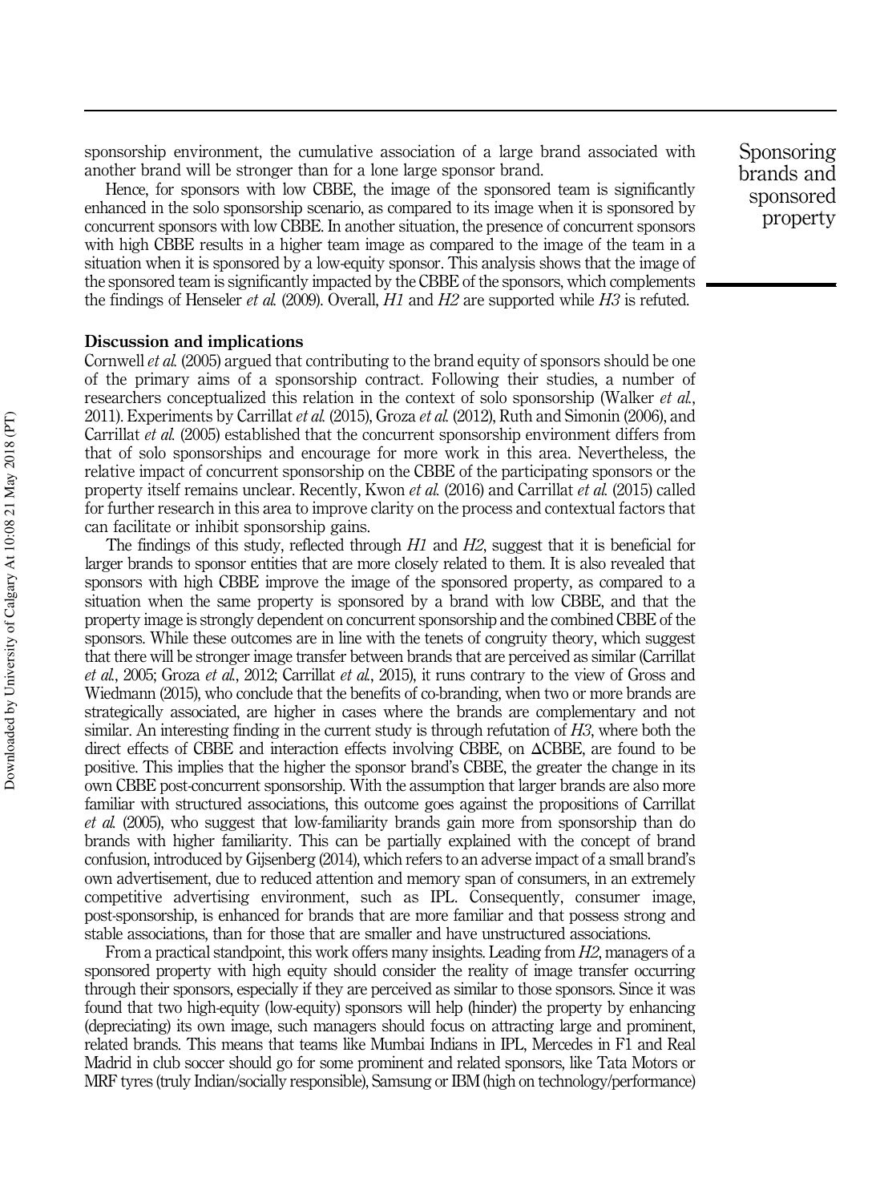sponsorship environment, the cumulative association of a large brand associated with another brand will be stronger than for a lone large sponsor brand.

Hence, for sponsors with low CBBE, the image of the sponsored team is significantly enhanced in the solo sponsorship scenario, as compared to its image when it is sponsored by concurrent sponsors with low CBBE. In another situation, the presence of concurrent sponsors with high CBBE results in a higher team image as compared to the image of the team in a situation when it is sponsored by a low-equity sponsor. This analysis shows that the image of the sponsored team is significantly impacted by the CBBE of the sponsors, which complements the findings of Henseler *et al.* (2009). Overall, *H1* and *H2* are supported while *H3* is refuted.

## Discussion and implications

Cornwell *et al.* (2005) argued that contributing to the brand equity of sponsors should be one of the primary aims of a sponsorship contract. Following their studies, a number of researchers conceptualized this relation in the context of solo sponsorship (Walker *et al.*, 2011). Experiments by Carrillat *et al.* (2015), Groza *et al.* (2012), Ruth and Simonin (2006), and Carrillat *et al.* (2005) established that the concurrent sponsorship environment differs from that of solo sponsorships and encourage for more work in this area. Nevertheless, the relative impact of concurrent sponsorship on the CBBE of the participating sponsors or the property itself remains unclear. Recently, Kwon *et al.* (2016) and Carrillat *et al.* (2015) called for further research in this area to improve clarity on the process and contextual factors that can facilitate or inhibit sponsorship gains.

The findings of this study, reflected through *H1* and *H2*, suggest that it is beneficial for larger brands to sponsor entities that are more closely related to them. It is also revealed that sponsors with high CBBE improve the image of the sponsored property, as compared to a situation when the same property is sponsored by a brand with low CBBE, and that the property image is strongly dependent on concurrent sponsorship and the combined CBBE of the sponsors. While these outcomes are in line with the tenets of congruity theory, which suggest that there will be stronger image transfer between brands that are perceived as similar (Carrillat *et al.*, 2005; Groza *et al.*, 2012; Carrillat *et al.*, 2015), it runs contrary to the view of Gross and Wiedmann (2015), who conclude that the benefits of co-branding, when two or more brands are strategically associated, are higher in cases where the brands are complementary and not similar. An interesting finding in the current study is through refutation of *H3*, where both the direct effects of CBBE and interaction effects involving CBBE, on ΔCBBE, are found to be positive. This implies that the higher the sponsor brand's CBBE, the greater the change in its own CBBE post-concurrent sponsorship. With the assumption that larger brands are also more familiar with structured associations, this outcome goes against the propositions of Carrillat *et al.* (2005), who suggest that low-familiarity brands gain more from sponsorship than do brands with higher familiarity. This can be partially explained with the concept of brand confusion, introduced by Gijsenberg (2014), which refers to an adverse impact of a small brand's own advertisement, due to reduced attention and memory span of consumers, in an extremely competitive advertising environment, such as IPL. Consequently, consumer image, post-sponsorship, is enhanced for brands that are more familiar and that possess strong and stable associations, than for those that are smaller and have unstructured associations.

From a practical standpoint, this work offers many insights. Leading from *H2*, managers of a sponsored property with high equity should consider the reality of image transfer occurring through their sponsors, especially if they are perceived as similar to those sponsors. Since it was found that two high-equity (low-equity) sponsors will help (hinder) the property by enhancing (depreciating) its own image, such managers should focus on attracting large and prominent, related brands. This means that teams like Mumbai Indians in IPL, Mercedes in F1 and Real Madrid in club soccer should go for some prominent and related sponsors, like Tata Motors or MRF tyres (truly Indian/socially responsible), Samsung or IBM (high on technology/performance)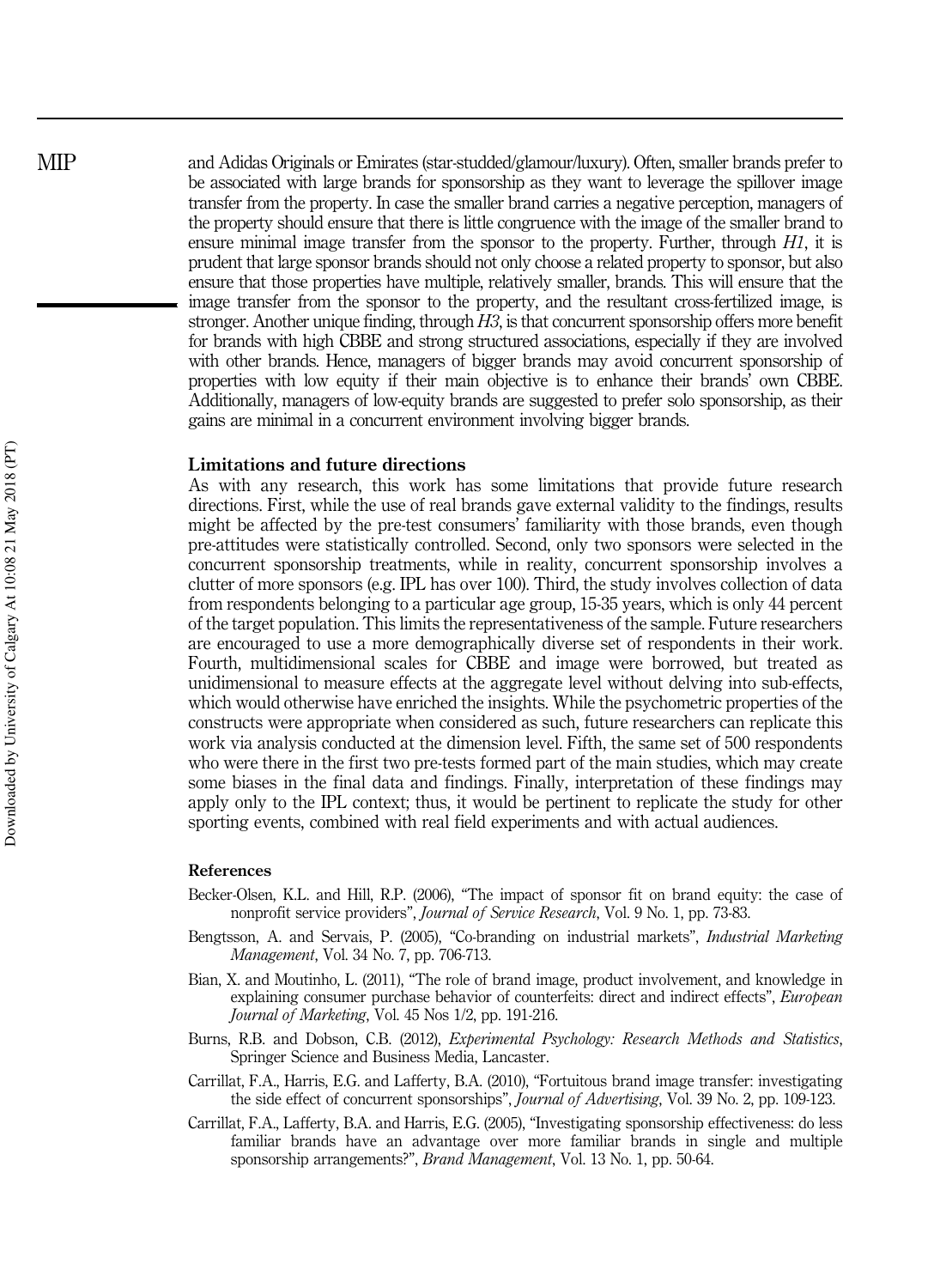and Adidas Originals or Emirates (star-studded/glamour/luxury). Often, smaller brands prefer to be associated with large brands for sponsorship as they want to leverage the spillover image transfer from the property. In case the smaller brand carries a negative perception, managers of the property should ensure that there is little congruence with the image of the smaller brand to ensure minimal image transfer from the sponsor to the property. Further, through *H1*, it is prudent that large sponsor brands should not only choose a related property to sponsor, but also ensure that those properties have multiple, relatively smaller, brands. This will ensure that the image transfer from the sponsor to the property, and the resultant cross-fertilized image, is stronger. Another unique finding, through *H3*, is that concurrent sponsorship offers more benefit for brands with high CBBE and strong structured associations, especially if they are involved with other brands. Hence, managers of bigger brands may avoid concurrent sponsorship of properties with low equity if their main objective is to enhance their brands' own CBBE. Additionally, managers of low-equity brands are suggested to prefer solo sponsorship, as their gains are minimal in a concurrent environment involving bigger brands.

## Limitations and future directions

As with any research, this work has some limitations that provide future research directions. First, while the use of real brands gave external validity to the findings, results might be affected by the pre-test consumers' familiarity with those brands, even though pre-attitudes were statistically controlled. Second, only two sponsors were selected in the concurrent sponsorship treatments, while in reality, concurrent sponsorship involves a clutter of more sponsors (e.g. IPL has over 100). Third, the study involves collection of data from respondents belonging to a particular age group, 15-35 years, which is only 44 percent of the target population. This limits the representativeness of the sample. Future researchers are encouraged to use a more demographically diverse set of respondents in their work. Fourth, multidimensional scales for CBBE and image were borrowed, but treated as unidimensional to measure effects at the aggregate level without delving into sub-effects, which would otherwise have enriched the insights. While the psychometric properties of the constructs were appropriate when considered as such, future researchers can replicate this work via analysis conducted at the dimension level. Fifth, the same set of 500 respondents who were there in the first two pre-tests formed part of the main studies, which may create some biases in the final data and findings. Finally, interpretation of these findings may apply only to the IPL context; thus, it would be pertinent to replicate the study for other sporting events, combined with real field experiments and with actual audiences.

### References

Becker-Olsen, K.L. and Hill, R.P. (2006), "The impact of sponsor fit on brand equity: the case of nonprofit service providers", *Journal of Service Research*, Vol. 9 No. 1, pp. 73-83.

Bengtsson, A. and Servais, P. (2005), "Co-branding on industrial markets", *Industrial Marketing Management*, Vol. 34 No. 7, pp. 706-713.

Bian, X. and Moutinho, L. (2011), "The role of brand image, product involvement, and knowledge in explaining consumer purchase behavior of counterfeits: direct and indirect effects", *European Journal of Marketing*, Vol. 45 Nos 1/2, pp. 191-216.

Burns, R.B. and Dobson, C.B. (2012), *Experimental Psychology: Research Methods and Statistics*, Springer Science and Business Media, Lancaster.

Carrillat, F.A., Harris, E.G. and Lafferty, B.A. (2010), "Fortuitous brand image transfer: investigating the side effect of concurrent sponsorships", *Journal of Advertising*, Vol. 39 No. 2, pp. 109-123.

Carrillat, F.A., Lafferty, B.A. and Harris, E.G. (2005), "Investigating sponsorship effectiveness: do less familiar brands have an advantage over more familiar brands in single and multiple sponsorship arrangements?", *Brand Management*, Vol. 13 No. 1, pp. 50-64.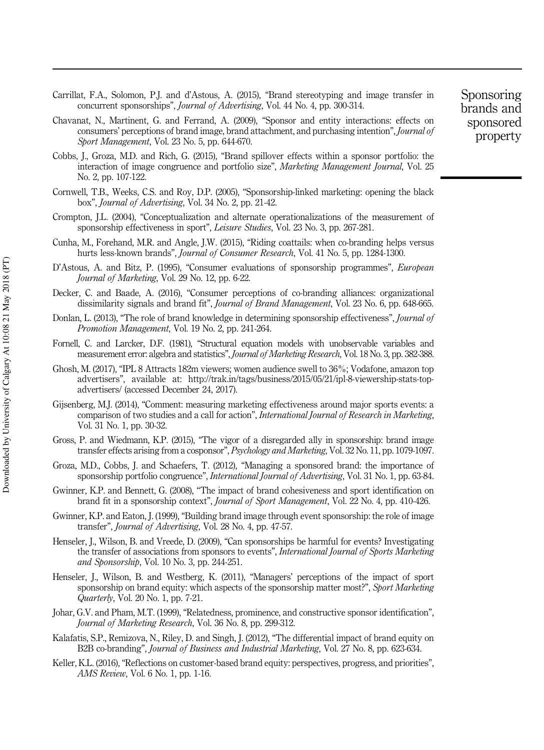Carrillat, F.A., Solomon, P.J. and d'Astous, A. (2015), "Brand stereotyping and image transfer in concurrent sponsorships", *Journal of Advertising*, Vol. 44 No. 4, pp. 300-314.

Chavanat, N., Martinent, G. and Ferrand, A. (2009), "Sponsor and entity interactions: effects on consumers' perceptions of brand image, brand attachment, and purchasing intention", *Journal of Sport Management*, Vol. 23 No. 5, pp. 644-670.

Cobbs, J., Groza, M.D. and Rich, G. (2015), "Brand spillover effects within a sponsor portfolio: the interaction of image congruence and portfolio size", *Marketing Management Journal*, Vol. 25 No. 2, pp. 107-122.

Cornwell, T.B., Weeks, C.S. and Roy, D.P. (2005), "Sponsorship-linked marketing: opening the black box", *Journal of Advertising*, Vol. 34 No. 2, pp. 21-42.

Crompton, J.L. (2004), "Conceptualization and alternate operationalizations of the measurement of sponsorship effectiveness in sport", *Leisure Studies*, Vol. 23 No. 3, pp. 267-281.

Cunha, M., Forehand, M.R. and Angle, J.W. (2015), "Riding coattails: when co-branding helps versus hurts less-known brands", *Journal of Consumer Research*, Vol. 41 No. 5, pp. 1284-1300.

D'Astous, A. and Bitz, P. (1995), "Consumer evaluations of sponsorship programmes", *European Journal of Marketing*, Vol. 29 No. 12, pp. 6-22.

Decker, C. and Baade, A. (2016), "Consumer perceptions of co-branding alliances: organizational dissimilarity signals and brand fit", *Journal of Brand Management*, Vol. 23 No. 6, pp. 648-665.

Donlan, L. (2013), "The role of brand knowledge in determining sponsorship effectiveness", *Journal of Promotion Management*, Vol. 19 No. 2, pp. 241-264.

Fornell, C. and Larcker, D.F. (1981), "Structural equation models with unobservable variables and measurement error: algebra and statistics", *Journal of Marketing Research*, Vol. 18 No. 3, pp. 382-388.

Ghosh, M. (2017), "IPL 8 Attracts 182m viewers; women audience swell to 36%; Vodafone, amazon top advertisers", available at: http://trak.in/tags/business/2015/05/21/ipl-8-viewership-stats-top-advertisers/ (accessed December 24, 2017).

Gijsenberg, M.J. (2014), "Comment: measuring marketing effectiveness around major sports events: a comparison of two studies and a call for action", *International Journal of Research in Marketing*, Vol. 31 No. 1, pp. 30-32.

Gross, P. and Wiedmann, K.P. (2015), "The vigor of a disregarded ally in sponsorship: brand image transfer effects arising from a cosponsor", *Psychology and Marketing*, Vol. 32 No. 11, pp. 1079-1097.

Groza, M.D., Cobbs, J. and Schaefers, T. (2012), "Managing a sponsored brand: the importance of sponsorship portfolio congruence", *International Journal of Advertising*, Vol. 31 No. 1, pp. 63-84.

Gwinner, K.P. and Bennett, G. (2008), "The impact of brand cohesiveness and sport identification on brand fit in a sponsorship context", *Journal of Sport Management*, Vol. 22 No. 4, pp. 410-426.

Gwinner, K.P. and Eaton, J. (1999), "Building brand image through event sponsorship: the role of image transfer", *Journal of Advertising*, Vol. 28 No. 4, pp. 47-57.

Henseler, J., Wilson, B. and Vreede, D. (2009), "Can sponsorships be harmful for events? Investigating the transfer of associations from sponsors to events", *International Journal of Sports Marketing and Sponsorship*, Vol. 10 No. 3, pp. 244-251.

Henseler, J., Wilson, B. and Westberg, K. (2011), "Managers' perceptions of the impact of sport sponsorship on brand equity: which aspects of the sponsorship matter most?", *Sport Marketing Quarterly*, Vol. 20 No. 1, pp. 7-21.

Johar, G.V. and Pham, M.T. (1999), "Relatedness, prominence, and constructive sponsor identification", *Journal of Marketing Research*, Vol. 36 No. 8, pp. 299-312.

Kalafatis, S.P., Remizova, N., Riley, D. and Singh, J. (2012), "The differential impact of brand equity on B2B co-branding", *Journal of Business and Industrial Marketing*, Vol. 27 No. 8, pp. 623-634.

Keller, K.L. (2016), "Reflections on customer-based brand equity: perspectives, progress, and priorities", *AMS Review*, Vol. 6 No. 1, pp. 1-16.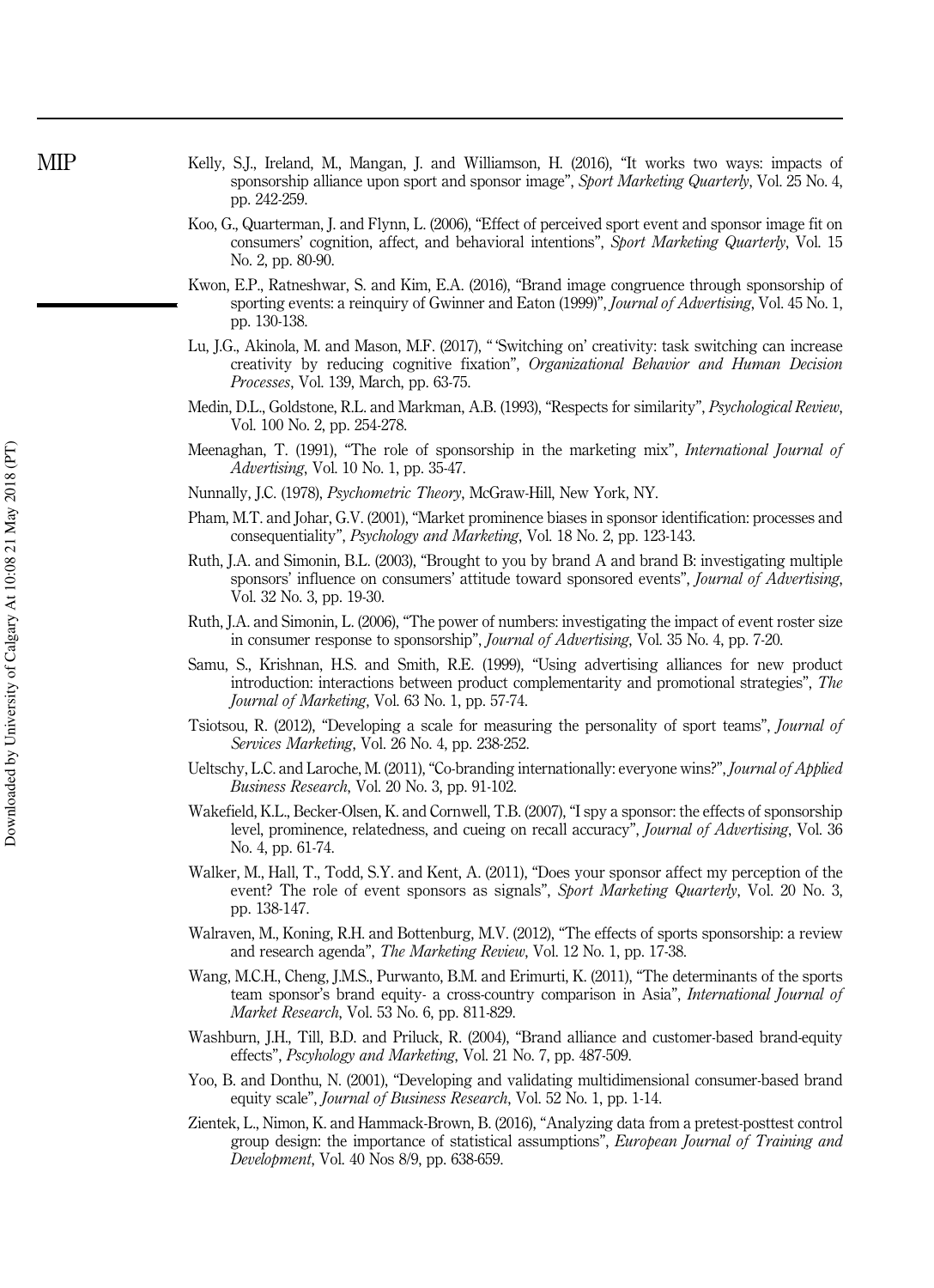Kelly, S.J., Ireland, M., Mangan, J. and Williamson, H. (2016), "It works two ways: impacts of sponsorship alliance upon sport and sponsor image", *Sport Marketing Quarterly*, Vol. 25 No. 4, pp. 242-259.

Koo, G., Quarterman, J. and Flynn, L. (2006), "Effect of perceived sport event and sponsor image fit on consumers' cognition, affect, and behavioral intentions", *Sport Marketing Quarterly*, Vol. 15 No. 2, pp. 80-90.

Kwon, E.P., Ratneshwar, S. and Kim, E.A. (2016), "Brand image congruence through sponsorship of sporting events: a reinquiry of Gwinner and Eaton (1999)", *Journal of Advertising*, Vol. 45 No. 1, pp. 130-138.

Lu, J.G., Akinola, M. and Mason, M.F. (2017), " 'Switching on' creativity: task switching can increase creativity by reducing cognitive fixation", *Organizational Behavior and Human Decision Processes*, Vol. 139, March, pp. 63-75.

Medin, D.L., Goldstone, R.L. and Markman, A.B. (1993), "Respects for similarity", *Psychological Review*, Vol. 100 No. 2, pp. 254-278.

Meenaghan, T. (1991), "The role of sponsorship in the marketing mix", *International Journal of Advertising*, Vol. 10 No. 1, pp. 35-47.

Nunnally, J.C. (1978), *Psychometric Theory*, McGraw-Hill, New York, NY.

Pham, M.T. and Johar, G.V. (2001), "Market prominence biases in sponsor identification: processes and consequentiality", *Psychology and Marketing*, Vol. 18 No. 2, pp. 123-143.

Ruth, J.A. and Simonin, B.L. (2003), "Brought to you by brand A and brand B: investigating multiple sponsors' influence on consumers' attitude toward sponsored events", *Journal of Advertising*, Vol. 32 No. 3, pp. 19-30.

Ruth, J.A. and Simonin, L. (2006), "The power of numbers: investigating the impact of event roster size in consumer response to sponsorship", *Journal of Advertising*, Vol. 35 No. 4, pp. 7-20.

Samu, S., Krishnan, H.S. and Smith, R.E. (1999), "Using advertising alliances for new product introduction: interactions between product complementarity and promotional strategies", *The Journal of Marketing*, Vol. 63 No. 1, pp. 57-74.

Tsiotsou, R. (2012), "Developing a scale for measuring the personality of sport teams", *Journal of Services Marketing*, Vol. 26 No. 4, pp. 238-252.

Ueltschy, L.C. and Laroche, M. (2011), "Co-branding internationally: everyone wins?", *Journal of Applied Business Research*, Vol. 20 No. 3, pp. 91-102.

Wakefield, K.L., Becker-Olsen, K. and Cornwell, T.B. (2007), "I spy a sponsor: the effects of sponsorship level, prominence, relatedness, and cueing on recall accuracy", *Journal of Advertising*, Vol. 36 No. 4, pp. 61-74.

Walker, M., Hall, T., Todd, S.Y. and Kent, A. (2011), "Does your sponsor affect my perception of the event? The role of event sponsors as signals", *Sport Marketing Quarterly*, Vol. 20 No. 3, pp. 138-147.

Walraven, M., Koning, R.H. and Bottenburg, M.V. (2012), "The effects of sports sponsorship: a review and research agenda", *The Marketing Review*, Vol. 12 No. 1, pp. 17-38.

Wang, M.C.H., Cheng, J.M.S., Purwanto, B.M. and Erimurti, K. (2011), "The determinants of the sports team sponsor's brand equity- a cross-country comparison in Asia", *International Journal of Market Research*, Vol. 53 No. 6, pp. 811-829.

Washburn, J.H., Till, B.D. and Priluck, R. (2004), "Brand alliance and customer-based brand-equity effects", *Pscyhology and Marketing*, Vol. 21 No. 7, pp. 487-509.

Yoo, B. and Donthu, N. (2001), "Developing and validating multidimensional consumer-based brand equity scale", *Journal of Business Research*, Vol. 52 No. 1, pp. 1-14.

Zientek, L., Nimon, K. and Hammack-Brown, B. (2016), "Analyzing data from a pretest-posttest control group design: the importance of statistical assumptions", *European Journal of Training and Development*, Vol. 40 Nos 8/9, pp. 638-659.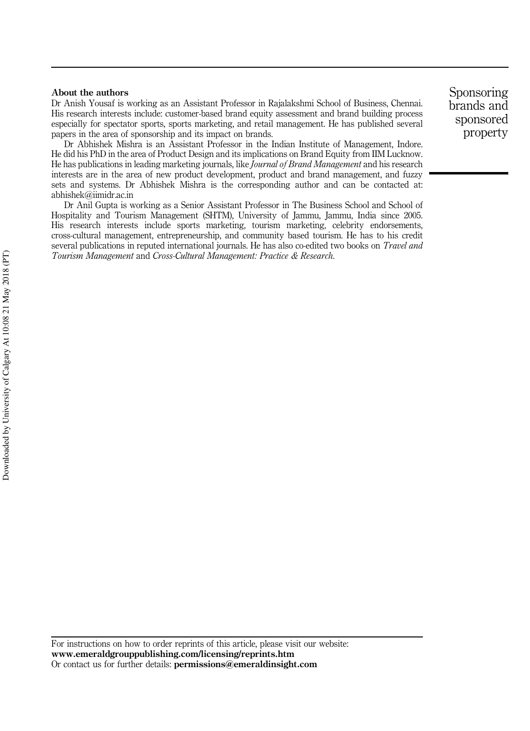## About the authors

Dr Anish Yousaf is working as an Assistant Professor in Rajalakshmi School of Business, Chennai. His research interests include: customer-based brand equity assessment and brand building process especially for spectator sports, sports marketing, and retail management. He has published several papers in the area of sponsorship and its impact on brands.

Dr Abhishek Mishra is an Assistant Professor in the Indian Institute of Management, Indore. He did his PhD in the area of Product Design and its implications on Brand Equity from IIM Lucknow. He has publications in leading marketing journals, like *Journal of Brand Management* and his research interests are in the area of new product development, product and brand management, and fuzzy sets and systems. Dr Abhishek Mishra is the corresponding author and can be contacted at: abhishek@iimidr.ac.in

Dr Anil Gupta is working as a Senior Assistant Professor in The Business School and School of Hospitality and Tourism Management (SHTM), University of Jammu, Jammu, India since 2005. His research interests include sports marketing, tourism marketing, celebrity endorsements, cross-cultural management, entrepreneurship, and community based tourism. He has to his credit several publications in reputed international journals. He has also co-edited two books on *Travel and Tourism Management* and *Cross-Cultural Management: Practice & Research.*

For instructions on how to order reprints of this article, please visit our website:
**www.emeraldgrouppublishing.com/licensing/reprints.htm**
Or contact us for further details: **permissions@emeraldinsight.com**